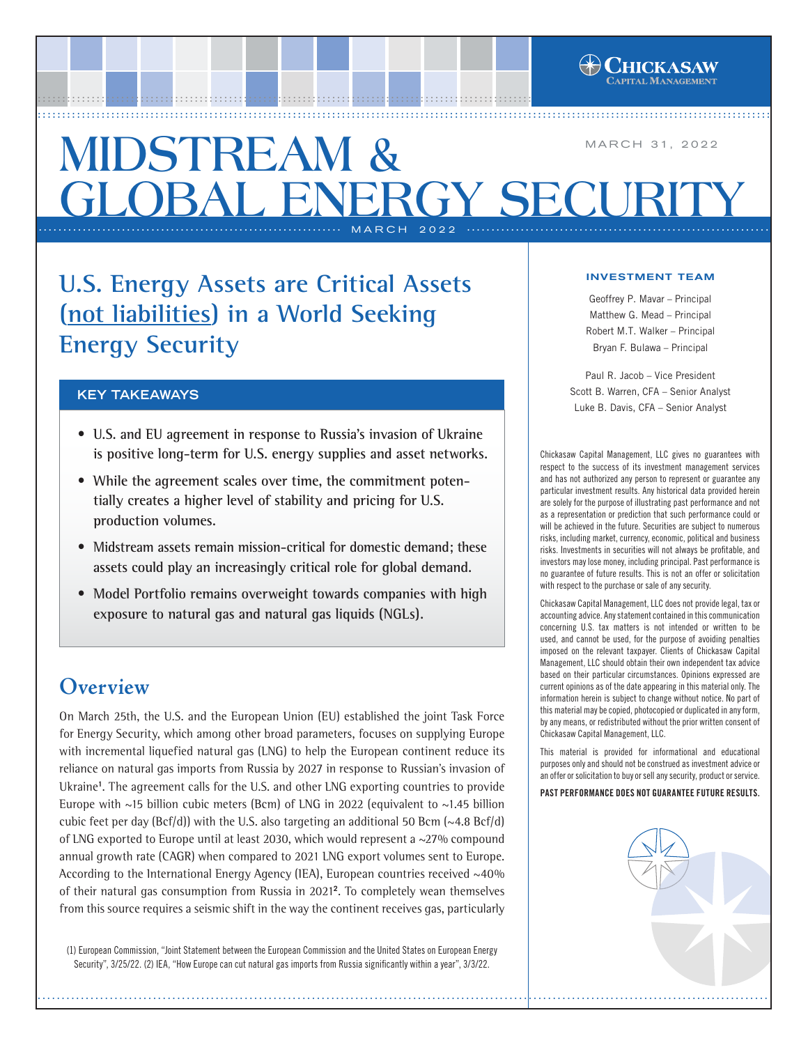# MIDSTREAM & GLOBAL ENERGY SECURITY

MARCH 2022

MARCH 31, 2022

## U.S. Energy Assets are Critical Assets (not liabilities) in a World Seeking Energy Security

### KEY TAKEAWAYS

- **U.S. and EU agreement in response to Russia's invasion of Ukraine is positive long-term for U.S. energy supplies and asset networks.**
- **While the agreement scales over time, the commitment potentially creates a higher level of stability and pricing for U.S. production volumes.**
- **Midstream assets remain mission-critical for domestic demand; these assets could play an increasingly critical role for global demand.**
- **Model Portfolio remains overweight towards companies with high exposure to natural gas and natural gas liquids (NGLs).**

## Overview

On March 25th, the U.S. and the European Union (EU) established the joint Task Force for Energy Security, which among other broad parameters, focuses on supplying Europe with incremental liquefied natural gas (LNG) to help the European continent reduce its reliance on natural gas imports from Russia by 2027 in response to Russian's invasion of Ukraine[1]. The agreement calls for the U.S. and other LNG exporting countries to provide Europe with ~15 billion cubic meters (Bcm) of LNG in 2022 (equivalent to ~1.45 billion cubic feet per day (Bcf/d)) with the U.S. also targeting an additional 50 Bcm (~4.8 Bcf/d) of LNG exported to Europe until at least 2030, which would represent a ~27% compound annual growth rate (CAGR) when compared to 2021 LNG export volumes sent to Europe. According to the International Energy Agency (IEA), European countries received ~40% of their natural gas consumption from Russia in 2021[2]. To completely wean themselves from this source requires a seismic shift in the way the continent receives gas, particularly

(1) European Commission, "Joint Statement between the European Commission and the United States on European Energy Security", 3/25/22. (2) IEA, "How Europe can cut natural gas imports from Russia significantly within a year", 3/3/22.

#### INVESTMENT TEAM

Geoffrey P. Mavar – Principal
Matthew G. Mead – Principal
Robert M.T. Walker – Principal
Bryan F. Bulawa – Principal

Paul R. Jacob – Vice President
Scott B. Warren, CFA – Senior Analyst
Luke B. Davis, CFA – Senior Analyst

Chickasaw Capital Management, LLC gives no guarantees with respect to the success of its investment management services and has not authorized any person to represent or guarantee any particular investment results. Any historical data provided herein are solely for the purpose of illustrating past performance and not as a representation or prediction that such performance could or will be achieved in the future. Securities are subject to numerous risks, including market, currency, economic, political and business risks. Investments in securities will not always be profitable, and investors may lose money, including principal. Past performance is no guarantee of future results. This is not an offer or solicitation with respect to the purchase or sale of any security.

Chickasaw Capital Management, LLC does not provide legal, tax or accounting advice. Any statement contained in this communication concerning U.S. tax matters is not intended or written to be used, and cannot be used, for the purpose of avoiding penalties imposed on the relevant taxpayer. Clients of Chickasaw Capital Management, LLC should obtain their own independent tax advice based on their particular circumstances. Opinions expressed are current opinions as of the date appearing in this material only. The information herein is subject to change without notice. No part of this material may be copied, photocopied or duplicated in any form, by any means, or redistributed without the prior written consent of Chickasaw Capital Management, LLC.

This material is provided for informational and educational purposes only and should not be construed as investment advice or an offer or solicitation to buy or sell any security, product or service.

**PAST PERFORMANCE DOES NOT GUARANTEE FUTURE RESULTS.**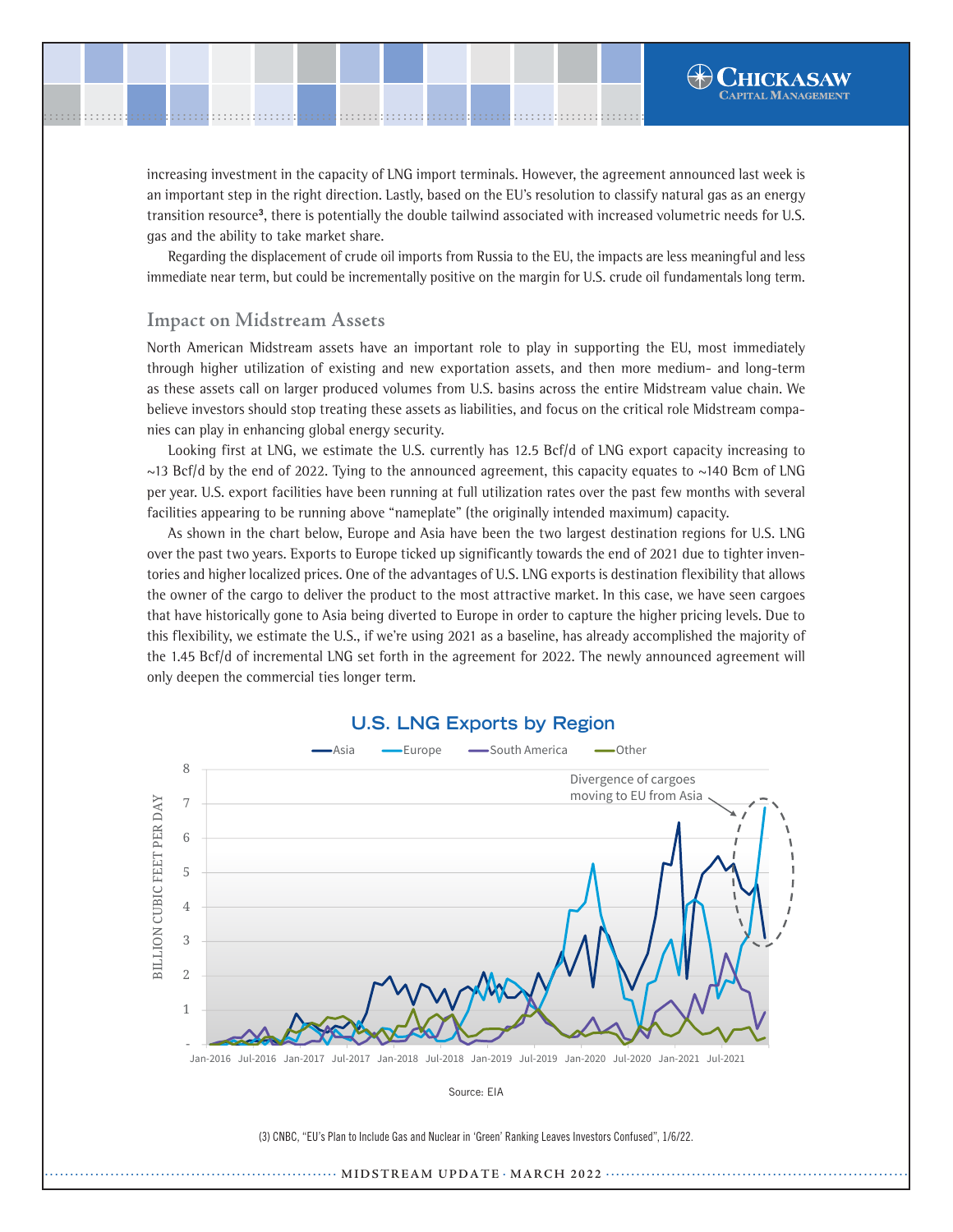increasing investment in the capacity of LNG import terminals. However, the agreement announced last week is an important step in the right direction. Lastly, based on the EU's resolution to classify natural gas as an energy transition resource[3], there is potentially the double tailwind associated with increased volumetric needs for U.S. gas and the ability to take market share.

Regarding the displacement of crude oil imports from Russia to the EU, the impacts are less meaningful and less immediate near term, but could be incrementally positive on the margin for U.S. crude oil fundamentals long term.

## Impact on Midstream Assets

North American Midstream assets have an important role to play in supporting the EU, most immediately through higher utilization of existing and new exportation assets, and then more medium- and long-term as these assets call on larger produced volumes from U.S. basins across the entire Midstream value chain. We believe investors should stop treating these assets as liabilities, and focus on the critical role Midstream companies can play in enhancing global energy security.

Looking first at LNG, we estimate the U.S. currently has 12.5 Bcf/d of LNG export capacity increasing to ~13 Bcf/d by the end of 2022. Tying to the announced agreement, this capacity equates to ~140 Bcm of LNG per year. U.S. export facilities have been running at full utilization rates over the past few months with several facilities appearing to be running above "nameplate" (the originally intended maximum) capacity.

As shown in the chart below, Europe and Asia have been the two largest destination regions for U.S. LNG over the past two years. Exports to Europe ticked up significantly towards the end of 2021 due to tighter inventories and higher localized prices. One of the advantages of U.S. LNG exports is destination flexibility that allows the owner of the cargo to deliver the product to the most attractive market. In this case, we have seen cargoes that have historically gone to Asia being diverted to Europe in order to capture the higher pricing levels. Due to this flexibility, we estimate the U.S., if we're using 2021 as a baseline, has already accomplished the majority of the 1.45 Bcf/d of incremental LNG set forth in the agreement for 2022. The newly announced agreement will only deepen the commercial ties longer term.

**U.S. LNG Exports by Region**

Source: EIA

(3) CNBC, "EU's Plan to Include Gas and Nuclear in 'Green' Ranking Leaves Investors Confused", 1/6/22.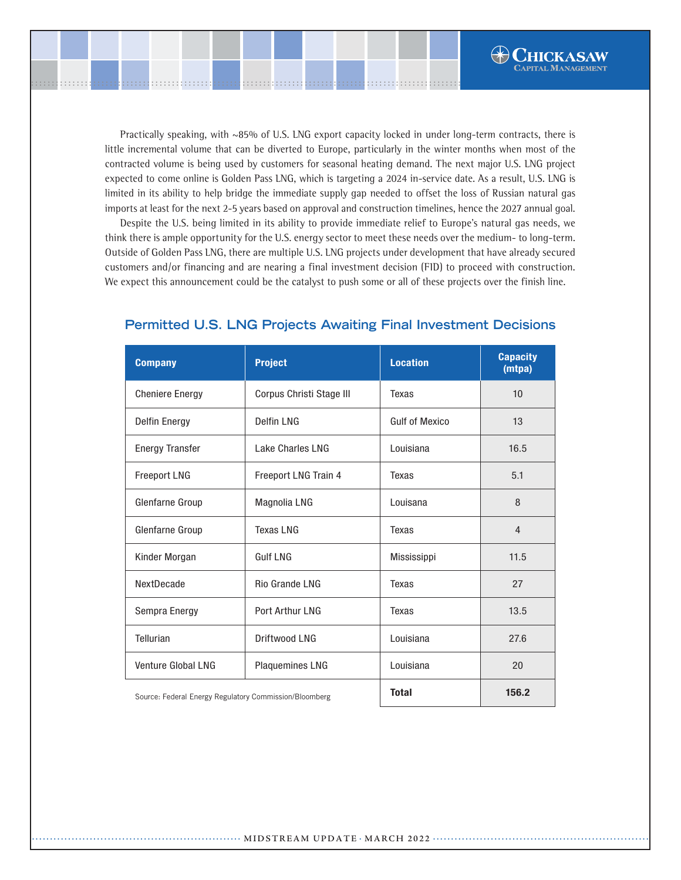Practically speaking, with ~85% of U.S. LNG export capacity locked in under long-term contracts, there is little incremental volume that can be diverted to Europe, particularly in the winter months when most of the contracted volume is being used by customers for seasonal heating demand. The next major U.S. LNG project expected to come online is Golden Pass LNG, which is targeting a 2024 in-service date. As a result, U.S. LNG is limited in its ability to help bridge the immediate supply gap needed to offset the loss of Russian natural gas imports at least for the next 2-5 years based on approval and construction timelines, hence the 2027 annual goal.

Despite the U.S. being limited in its ability to provide immediate relief to Europe's natural gas needs, we think there is ample opportunity for the U.S. energy sector to meet these needs over the medium- to long-term. Outside of Golden Pass LNG, there are multiple U.S. LNG projects under development that have already secured customers and/or financing and are nearing a final investment decision (FID) to proceed with construction. We expect this announcement could be the catalyst to push some or all of these projects over the finish line.

## Permitted U.S. LNG Projects Awaiting Final Investment Decisions

| Company | Project | Location | Capacity (mtpa) |
|---|---|---|---|
| Cheniere Energy | Corpus Christi Stage III | Texas | 10 |
| Delfin Energy | Delfin LNG | Gulf of Mexico | 13 |
| Energy Transfer | Lake Charles LNG | Louisiana | 16.5 |
| Freeport LNG | Freeport LNG Train 4 | Texas | 5.1 |
| Glenfarne Group | Magnolia LNG | Louisana | 8 |
| Glenfarne Group | Texas LNG | Texas | 4 |
| Kinder Morgan | Gulf LNG | Mississippi | 11.5 |
| NextDecade | Rio Grande LNG | Texas | 27 |
| Sempra Energy | Port Arthur LNG | Texas | 13.5 |
| Tellurian | Driftwood LNG | Louisiana | 27.6 |
| Venture Global LNG | Plaquemines LNG | Louisiana | 20 |
| | | **Total** | **156.2** |

Source: Federal Energy Regulatory Commission/Bloomberg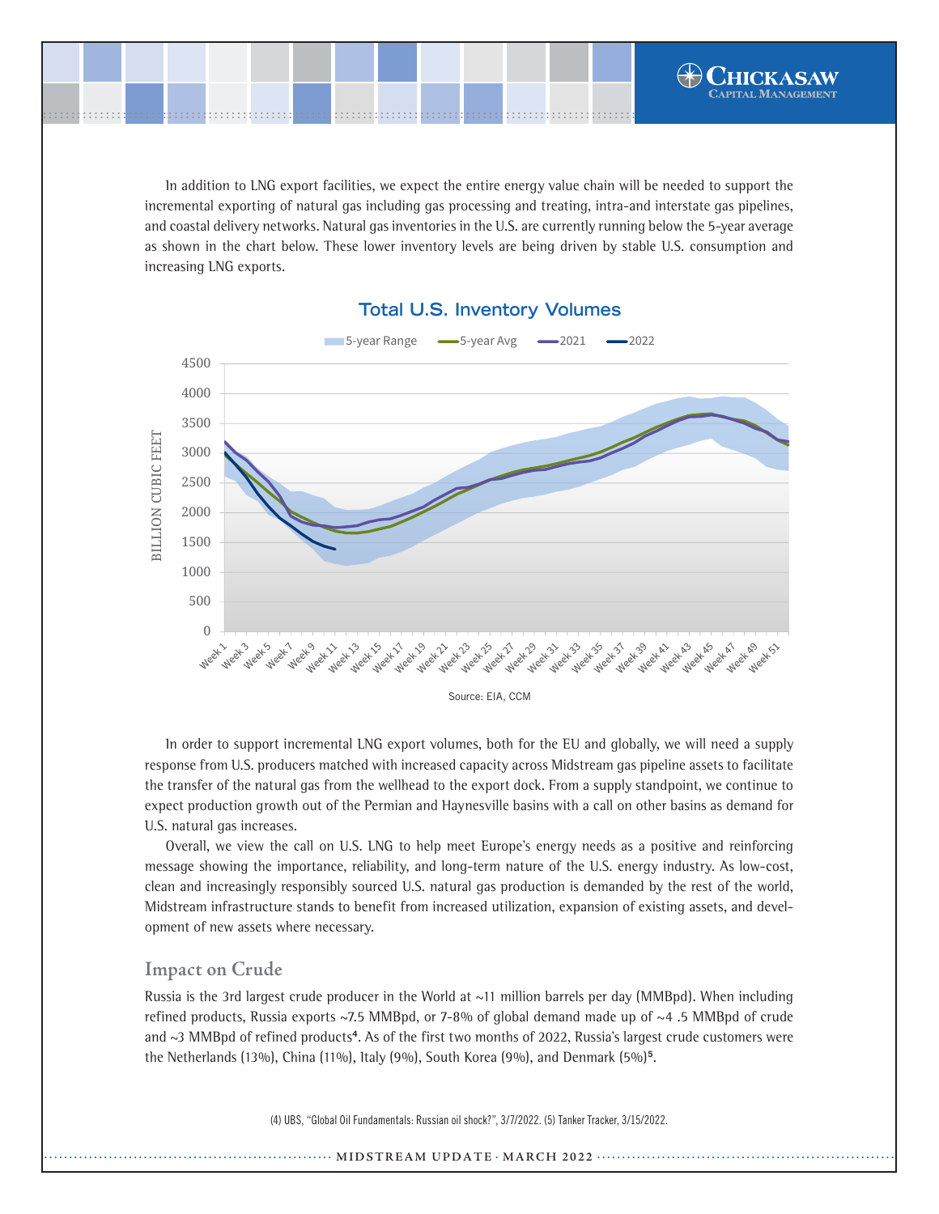In addition to LNG export facilities, we expect the entire energy value chain will be needed to support the incremental exporting of natural gas including gas processing and treating, intra-and interstate gas pipelines, and coastal delivery networks. Natural gas inventories in the U.S. are currently running below the 5-year average as shown in the chart below. These lower inventory levels are being driven by stable U.S. consumption and increasing LNG exports.

**Total U.S. Inventory Volumes**

Source: EIA, CCM

In order to support incremental LNG export volumes, both for the EU and globally, we will need a supply response from U.S. producers matched with increased capacity across Midstream gas pipeline assets to facilitate the transfer of the natural gas from the wellhead to the export dock. From a supply standpoint, we continue to expect production growth out of the Permian and Haynesville basins with a call on other basins as demand for U.S. natural gas increases.

Overall, we view the call on U.S. LNG to help meet Europe's energy needs as a positive and reinforcing message showing the importance, reliability, and long-term nature of the U.S. energy industry. As low-cost, clean and increasingly responsibly sourced U.S. natural gas production is demanded by the rest of the world, Midstream infrastructure stands to benefit from increased utilization, expansion of existing assets, and development of new assets where necessary.

## Impact on Crude

Russia is the 3rd largest crude producer in the World at ~11 million barrels per day (MMBpd). When including refined products, Russia exports ~7.5 MMBpd, or 7-8% of global demand made up of ~4 .5 MMBpd of crude and ~3 MMBpd of refined products[4]. As of the first two months of 2022, Russia's largest crude customers were the Netherlands (13%), China (11%), Italy (9%), South Korea (9%), and Denmark (5%)[5].

(4) UBS, "Global Oil Fundamentals: Russian oil shock?", 3/7/2022. (5) Tanker Tracker, 3/15/2022.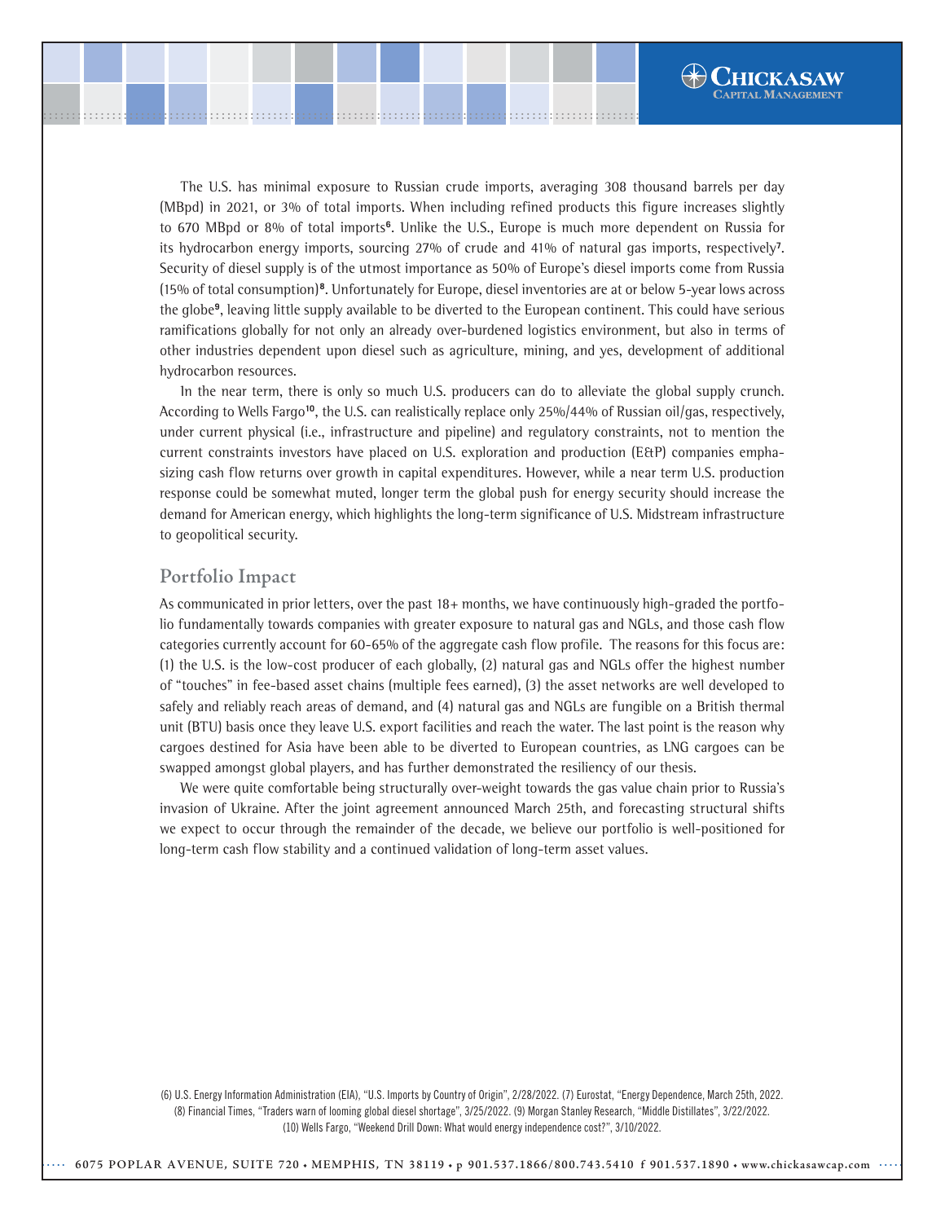The U.S. has minimal exposure to Russian crude imports, averaging 308 thousand barrels per day (MBpd) in 2021, or 3% of total imports. When including refined products this figure increases slightly to 670 MBpd or 8% of total imports[6]. Unlike the U.S., Europe is much more dependent on Russia for its hydrocarbon energy imports, sourcing 27% of crude and 41% of natural gas imports, respectively[7]. Security of diesel supply is of the utmost importance as 50% of Europe's diesel imports come from Russia (15% of total consumption)[8]. Unfortunately for Europe, diesel inventories are at or below 5-year lows across the globe[9], leaving little supply available to be diverted to the European continent. This could have serious ramifications globally for not only an already over-burdened logistics environment, but also in terms of other industries dependent upon diesel such as agriculture, mining, and yes, development of additional hydrocarbon resources.

In the near term, there is only so much U.S. producers can do to alleviate the global supply crunch. According to Wells Fargo[10], the U.S. can realistically replace only 25%/44% of Russian oil/gas, respectively, under current physical (i.e., infrastructure and pipeline) and regulatory constraints, not to mention the current constraints investors have placed on U.S. exploration and production (E&P) companies emphasizing cash flow returns over growth in capital expenditures. However, while a near term U.S. production response could be somewhat muted, longer term the global push for energy security should increase the demand for American energy, which highlights the long-term significance of U.S. Midstream infrastructure to geopolitical security.

## Portfolio Impact

As communicated in prior letters, over the past 18+ months, we have continuously high-graded the portfolio fundamentally towards companies with greater exposure to natural gas and NGLs, and those cash flow categories currently account for 60-65% of the aggregate cash flow profile. The reasons for this focus are: (1) the U.S. is the low-cost producer of each globally, (2) natural gas and NGLs offer the highest number of "touches" in fee-based asset chains (multiple fees earned), (3) the asset networks are well developed to safely and reliably reach areas of demand, and (4) natural gas and NGLs are fungible on a British thermal unit (BTU) basis once they leave U.S. export facilities and reach the water. The last point is the reason why cargoes destined for Asia have been able to be diverted to European countries, as LNG cargoes can be swapped amongst global players, and has further demonstrated the resiliency of our thesis.

We were quite comfortable being structurally over-weight towards the gas value chain prior to Russia's invasion of Ukraine. After the joint agreement announced March 25th, and forecasting structural shifts we expect to occur through the remainder of the decade, we believe our portfolio is well-positioned for long-term cash flow stability and a continued validation of long-term asset values.

(6) U.S. Energy Information Administration (EIA), "U.S. Imports by Country of Origin", 2/28/2022. (7) Eurostat, "Energy Dependence, March 25th, 2022. (8) Financial Times, "Traders warn of looming global diesel shortage", 3/25/2022. (9) Morgan Stanley Research, "Middle Distillates", 3/22/2022. (10) Wells Fargo, "Weekend Drill Down: What would energy independence cost?", 3/10/2022.